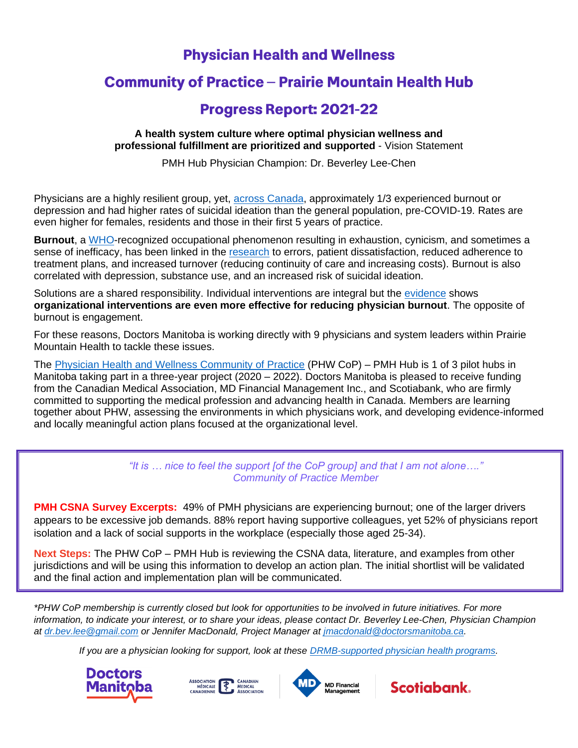# Physician Health and Wellness

# Community of Practice – Prairie Mountain Health Hub

# Progress Report: 2021-22

**A health system culture where optimal physician wellness and professional fulfillment are prioritized and supported** - Vision Statement

PMH Hub Physician Champion: Dr. Beverley Lee-Chen

Physicians are a highly resilient group, yet, across Canada, approximately 1/3 experienced burnout or depression and had higher rates of suicidal ideation than the general population, pre-COVID-19. Rates are even higher for females, residents and those in their first 5 years of practice.

**Burnout**, a WHO-recognized occupational phenomenon resulting in exhaustion, cynicism, and sometimes a sense of inefficacy, has been linked in the research to errors, patient dissatisfaction, reduced adherence to treatment plans, and increased turnover (reducing continuity of care and increasing costs). Burnout is also correlated with depression, substance use, and an increased risk of suicidal ideation.

Solutions are a shared responsibility. Individual interventions are integral but the evidence shows **organizational interventions are even more effective for reducing physician burnout**. The opposite of burnout is engagement.

For these reasons, Doctors Manitoba is working directly with 9 physicians and system leaders within Prairie Mountain Health to tackle these issues.

The Physician Health and Wellness Community of Practice (PHW CoP) – PMH Hub is 1 of 3 pilot hubs in Manitoba taking part in a three-year project (2020 – 2022). Doctors Manitoba is pleased to receive funding from the Canadian Medical Association, MD Financial Management Inc., and Scotiabank, who are firmly committed to supporting the medical profession and advancing health in Canada. Members are learning together about PHW, assessing the environments in which physicians work, and developing evidence-informed and locally meaningful action plans focused at the organizational level.

> *"It is … nice to feel the support [of the CoP group] and that I am not alone…."*
> *Community of Practice Member*

**PMH CSNA Survey Excerpts:** 49% of PMH physicians are experiencing burnout; one of the larger drivers appears to be excessive job demands. 88% report having supportive colleagues, yet 52% of physicians report isolation and a lack of social supports in the workplace (especially those aged 25-34).

**Next Steps:** The PHW CoP – PMH Hub is reviewing the CSNA data, literature, and examples from other jurisdictions and will be using this information to develop an action plan. The initial shortlist will be validated and the final action and implementation plan will be communicated.

*\*PHW CoP membership is currently closed but look for opportunities to be involved in future initiatives. For more information, to indicate your interest, or to share your ideas, please contact Dr. Beverley Lee-Chen, Physician Champion at dr.bev.lee@gmail.com or Jennifer MacDonald, Project Manager at jmacdonald@doctorsmanitoba.ca.*

*If you are a physician looking for support, look at these DRMB-supported physician health programs.*

Doctors Manitoba | Association Médicale Canadienne / Canadian Medical Association | MD Financial Management | Scotiabank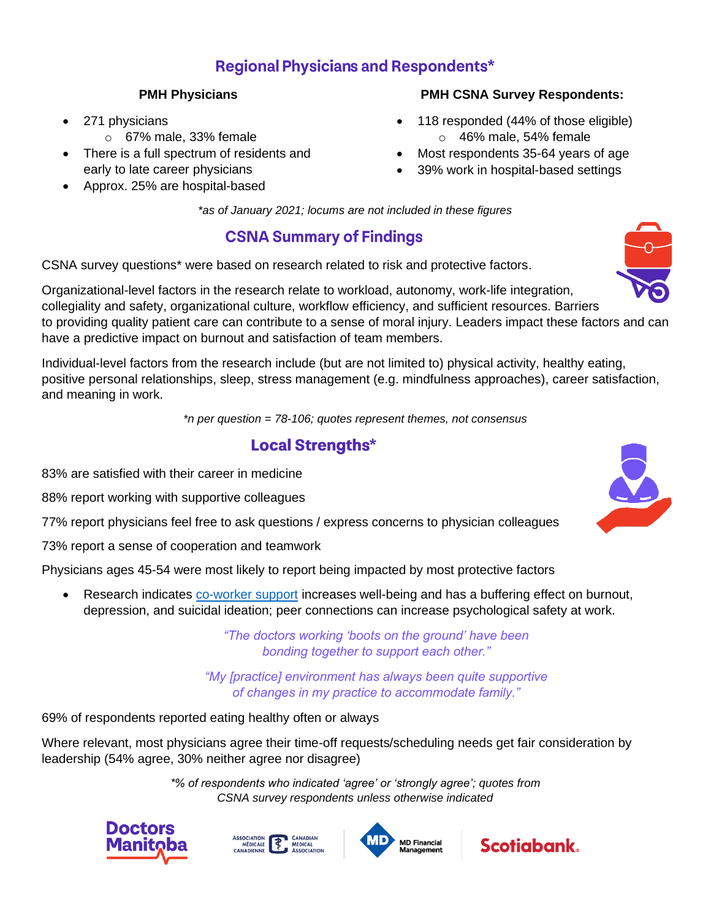## Regional Physicians and Respondents*

**PMH Physicians**

- 271 physicians
  - 67% male, 33% female
- There is a full spectrum of residents and early to late career physicians
- Approx. 25% are hospital-based

**PMH CSNA Survey Respondents:**

- 118 responded (44% of those eligible)
  - 46% male, 54% female
- Most respondents 35-64 years of age
- 39% work in hospital-based settings

*\*as of January 2021; locums are not included in these figures*

## CSNA Summary of Findings

CSNA survey questions* were based on research related to risk and protective factors.

Organizational-level factors in the research relate to workload, autonomy, work-life integration, collegiality and safety, organizational culture, workflow efficiency, and sufficient resources. Barriers to providing quality patient care can contribute to a sense of moral injury. Leaders impact these factors and can have a predictive impact on burnout and satisfaction of team members.

Individual-level factors from the research include (but are not limited to) physical activity, healthy eating, positive personal relationships, sleep, stress management (e.g. mindfulness approaches), career satisfaction, and meaning in work.

*\*n per question = 78-106; quotes represent themes, not consensus*

## Local Strengths*

83% are satisfied with their career in medicine

88% report working with supportive colleagues

77% report physicians feel free to ask questions / express concerns to physician colleagues

73% report a sense of cooperation and teamwork

Physicians ages 45-54 were most likely to report being impacted by most protective factors

- Research indicates co-worker support increases well-being and has a buffering effect on burnout, depression, and suicidal ideation; peer connections can increase psychological safety at work.

*"The doctors working 'boots on the ground' have been bonding together to support each other."*

*"My [practice] environment has always been quite supportive of changes in my practice to accommodate family."*

69% of respondents reported eating healthy often or always

Where relevant, most physicians agree their time-off requests/scheduling needs get fair consideration by leadership (54% agree, 30% neither agree nor disagree)

*\*% of respondents who indicated 'agree' or 'strongly agree'; quotes from CSNA survey respondents unless otherwise indicated*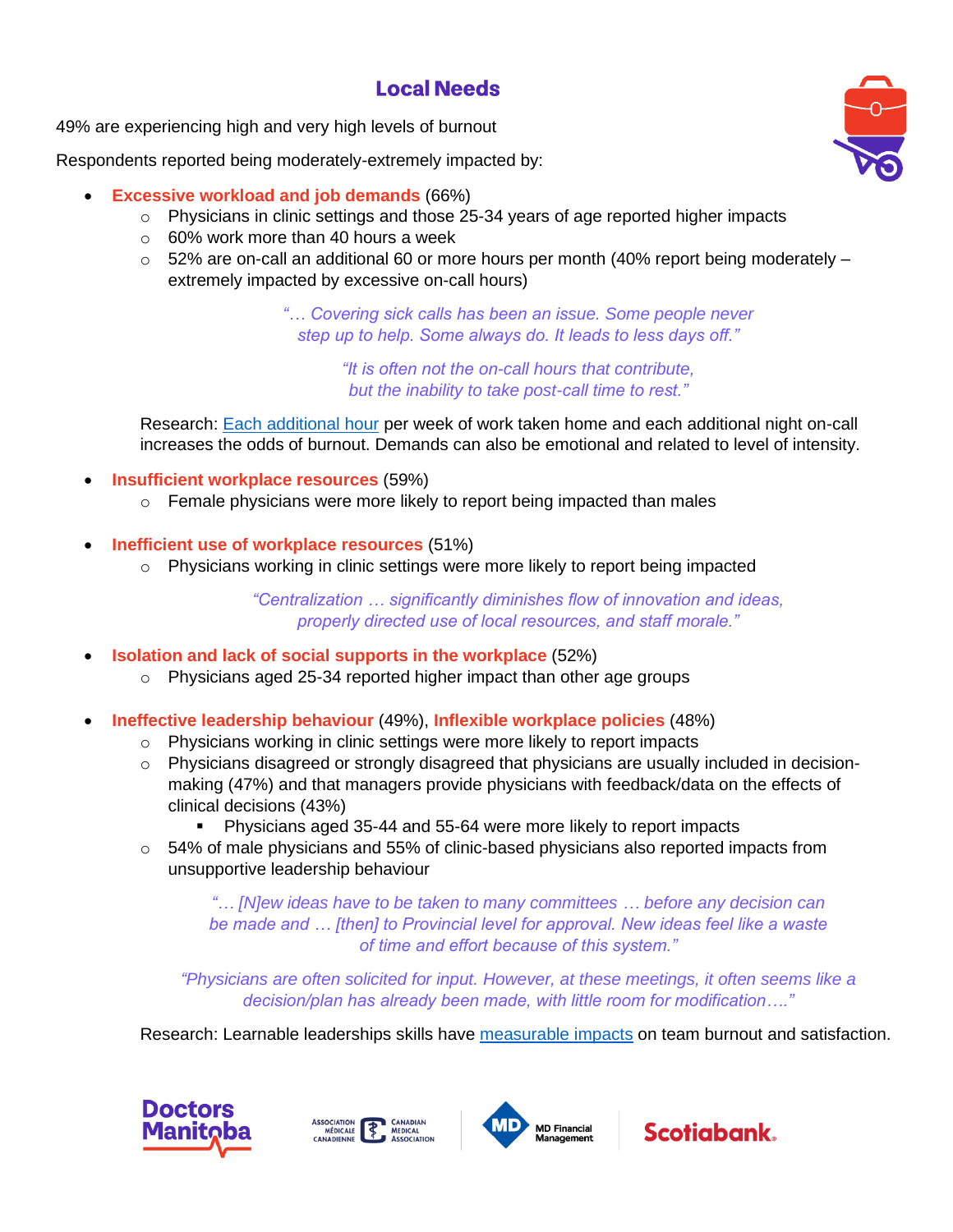## Local Needs

49% are experiencing high and very high levels of burnout

Respondents reported being moderately-extremely impacted by:

- **Excessive workload and job demands** (66%)
  - Physicians in clinic settings and those 25-34 years of age reported higher impacts
  - 60% work more than 40 hours a week
  - 52% are on-call an additional 60 or more hours per month (40% report being moderately – extremely impacted by excessive on-call hours)

> *"… Covering sick calls has been an issue. Some people never step up to help. Some always do. It leads to less days off."*

> *"It is often not the on-call hours that contribute, but the inability to take post-call time to rest."*

Research: Each additional hour per week of work taken home and each additional night on-call increases the odds of burnout. Demands can also be emotional and related to level of intensity.

- **Insufficient workplace resources** (59%)
  - Female physicians were more likely to report being impacted than males

- **Inefficient use of workplace resources** (51%)
  - Physicians working in clinic settings were more likely to report being impacted

> *"Centralization … significantly diminishes flow of innovation and ideas, properly directed use of local resources, and staff morale."*

- **Isolation and lack of social supports in the workplace** (52%)
  - Physicians aged 25-34 reported higher impact than other age groups

- **Ineffective leadership behaviour** (49%), **Inflexible workplace policies** (48%)
  - Physicians working in clinic settings were more likely to report impacts
  - Physicians disagreed or strongly disagreed that physicians are usually included in decision-making (47%) and that managers provide physicians with feedback/data on the effects of clinical decisions (43%)
    - Physicians aged 35-44 and 55-64 were more likely to report impacts
  - 54% of male physicians and 55% of clinic-based physicians also reported impacts from unsupportive leadership behaviour

> *"… [N]ew ideas have to be taken to many committees … before any decision can be made and … [then] to Provincial level for approval. New ideas feel like a waste of time and effort because of this system."*

> *"Physicians are often solicited for input. However, at these meetings, it often seems like a decision/plan has already been made, with little room for modification…."*

Research: Learnable leaderships skills have measurable impacts on team burnout and satisfaction.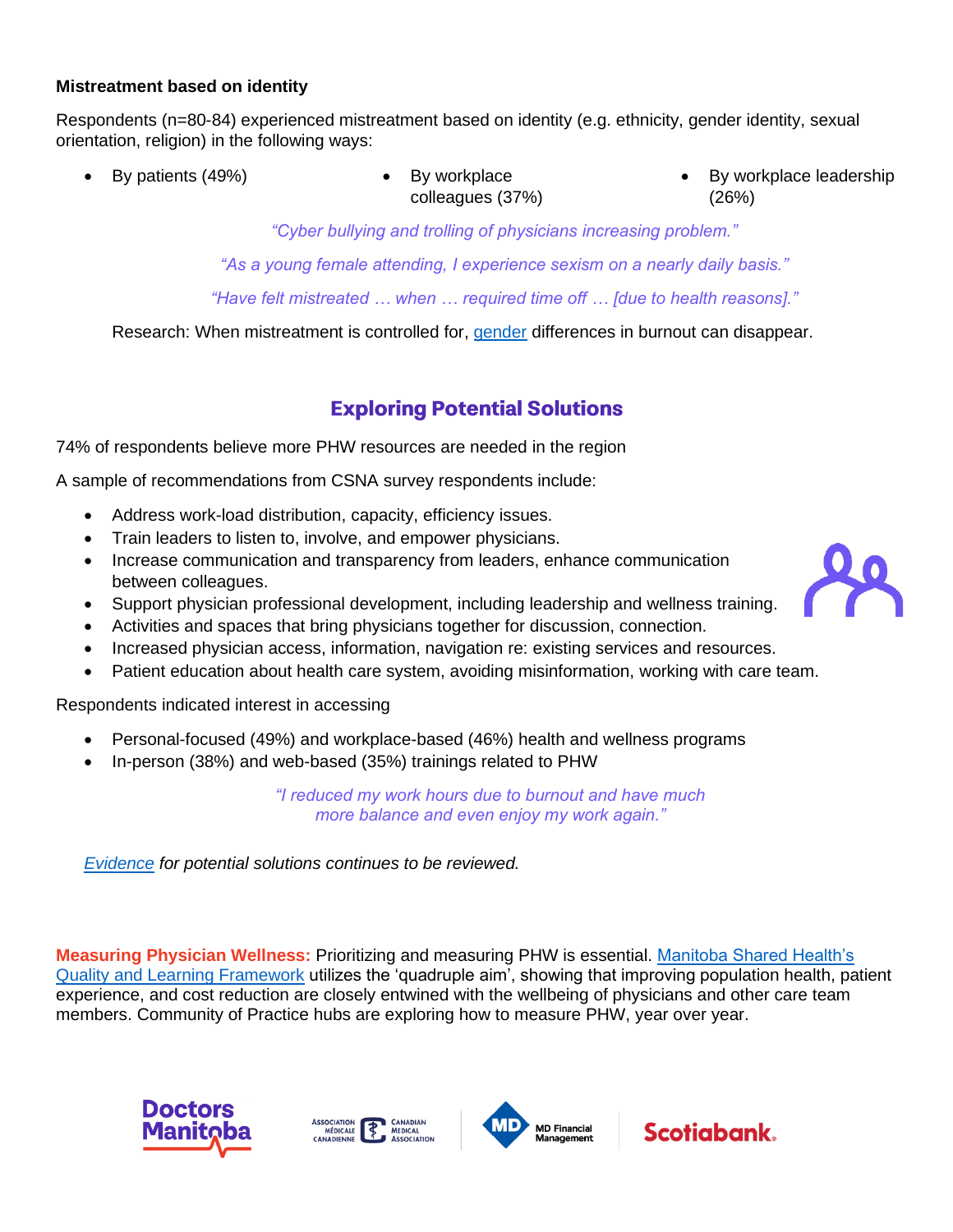**Mistreatment based on identity**

Respondents (n=80-84) experienced mistreatment based on identity (e.g. ethnicity, gender identity, sexual orientation, religion) in the following ways:

- By patients (49%)
- By workplace colleagues (37%)
- By workplace leadership (26%)

*"Cyber bullying and trolling of physicians increasing problem."*

*"As a young female attending, I experience sexism on a nearly daily basis."*

*"Have felt mistreated … when … required time off … [due to health reasons]."*

Research: When mistreatment is controlled for, gender differences in burnout can disappear.

## Exploring Potential Solutions

74% of respondents believe more PHW resources are needed in the region

A sample of recommendations from CSNA survey respondents include:

- Address work-load distribution, capacity, efficiency issues.
- Train leaders to listen to, involve, and empower physicians.
- Increase communication and transparency from leaders, enhance communication between colleagues.
- Support physician professional development, including leadership and wellness training.
- Activities and spaces that bring physicians together for discussion, connection.
- Increased physician access, information, navigation re: existing services and resources.
- Patient education about health care system, avoiding misinformation, working with care team.

Respondents indicated interest in accessing

- Personal-focused (49%) and workplace-based (46%) health and wellness programs
- In-person (38%) and web-based (35%) trainings related to PHW

*"I reduced my work hours due to burnout and have much more balance and even enjoy my work again."*

*Evidence for potential solutions continues to be reviewed.*

**Measuring Physician Wellness:** Prioritizing and measuring PHW is essential. Manitoba Shared Health's Quality and Learning Framework utilizes the 'quadruple aim', showing that improving population health, patient experience, and cost reduction are closely entwined with the wellbeing of physicians and other care team members. Community of Practice hubs are exploring how to measure PHW, year over year.